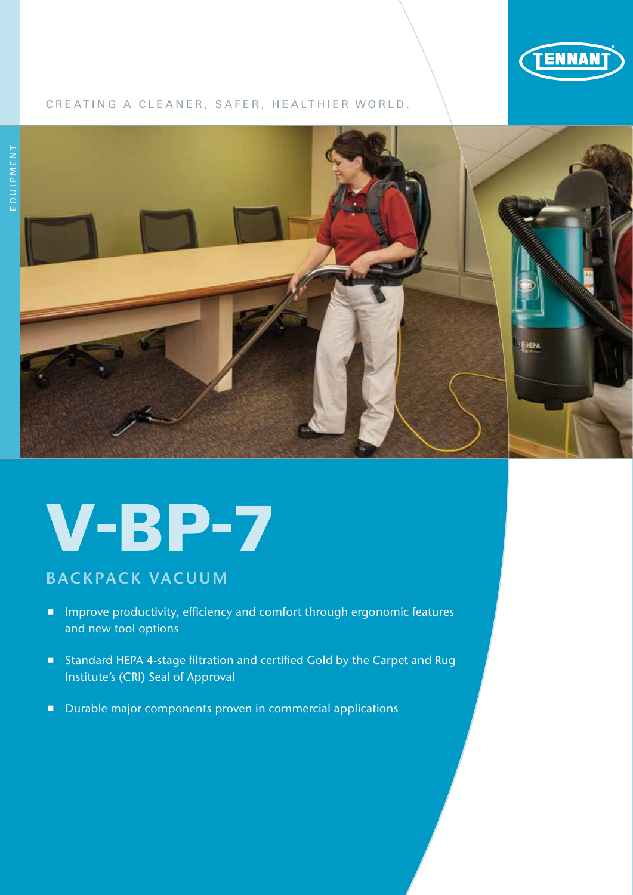TENNANT

CREATING A CLEANER, SAFER, HEALTHIER WORLD.

EQUIPMENT

# V-BP-7

## BACKPACK VACUUM

- Improve productivity, efficiency and comfort through ergonomic features and new tool options
- Standard HEPA 4-stage filtration and certified Gold by the Carpet and Rug Institute's (CRI) Seal of Approval
- Durable major components proven in commercial applications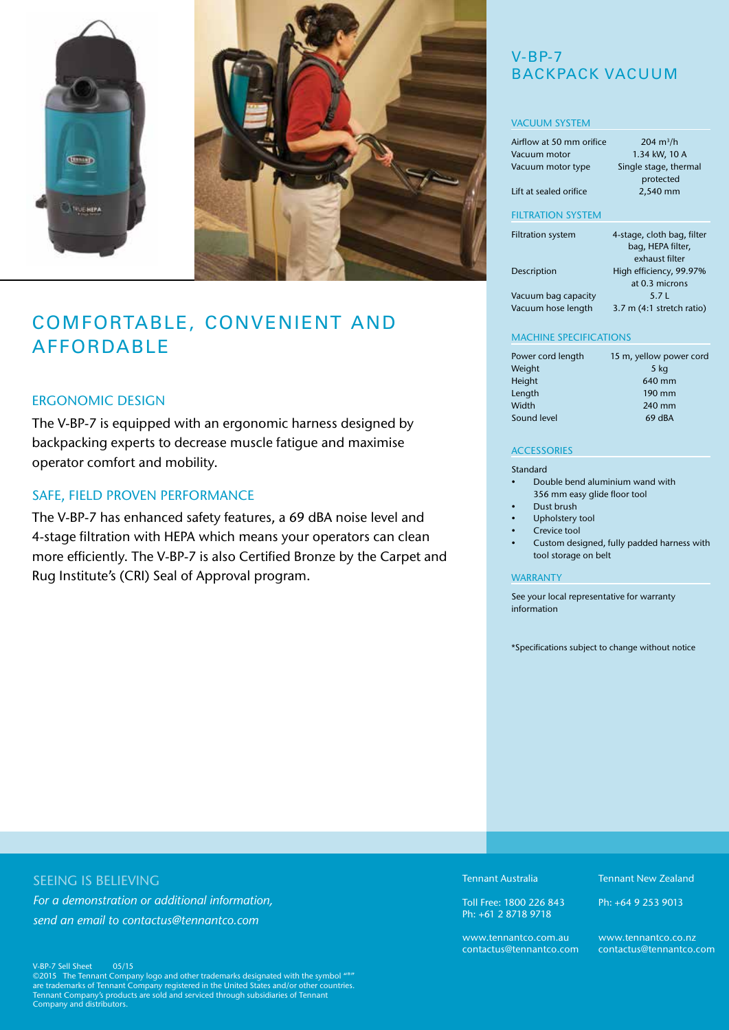# COMFORTABLE, CONVENIENT AND AFFORDABLE

## ERGONOMIC DESIGN

The V-BP-7 is equipped with an ergonomic harness designed by backpacking experts to decrease muscle fatigue and maximise operator comfort and mobility.

## SAFE, FIELD PROVEN PERFORMANCE

The V-BP-7 has enhanced safety features, a 69 dBA noise level and 4-stage filtration with HEPA which means your operators can clean more efficiently. The V-BP-7 is also Certified Bronze by the Carpet and Rug Institute's (CRI) Seal of Approval program.

# V-BP-7 BACKPACK VACUUM

## VACUUM SYSTEM

| | |
|---|---|
| Airflow at 50 mm orifice | 204 $m^3$/h |
| Vacuum motor | 1.34 kW, 10 A |
| Vacuum motor type | Single stage, thermal protected |
| Lift at sealed orifice | 2,540 mm |

## FILTRATION SYSTEM

| | |
|---|---|
| Filtration system | 4-stage, cloth bag, filter bag, HEPA filter, exhaust filter |
| Description | High efficiency, 99.97% at 0.3 microns |
| Vacuum bag capacity | 5.7 L |
| Vacuum hose length | 3.7 m (4:1 stretch ratio) |

## MACHINE SPECIFICATIONS

| | |
|---|---|
| Power cord length | 15 m, yellow power cord |
| Weight | 5 kg |
| Height | 640 mm |
| Length | 190 mm |
| Width | 240 mm |
| Sound level | 69 dBA |

## ACCESSORIES

Standard

- Double bend aluminium wand with 356 mm easy glide floor tool
- Dust brush
- Upholstery tool
- Crevice tool
- Custom designed, fully padded harness with tool storage on belt

## WARRANTY

See your local representative for warranty information

*Specifications subject to change without notice

## SEEING IS BELIEVING

*For a demonstration or additional information, send an email to contactus@tennantco.com*

Tennant Australia

Toll Free: 1800 226 843
Ph: +61 2 8718 9718

www.tennantco.com.au
contactus@tennantco.com

Tennant New Zealand

Ph: +64 9 253 9013

www.tennantco.co.nz
contactus@tennantco.com

V-BP-7 Sell Sheet 05/15
©2015 The Tennant Company logo and other trademarks designated with the symbol "®" are trademarks of Tennant Company registered in the United States and/or other countries. Tennant Company's products are sold and serviced through subsidiaries of Tennant Company and distributors.